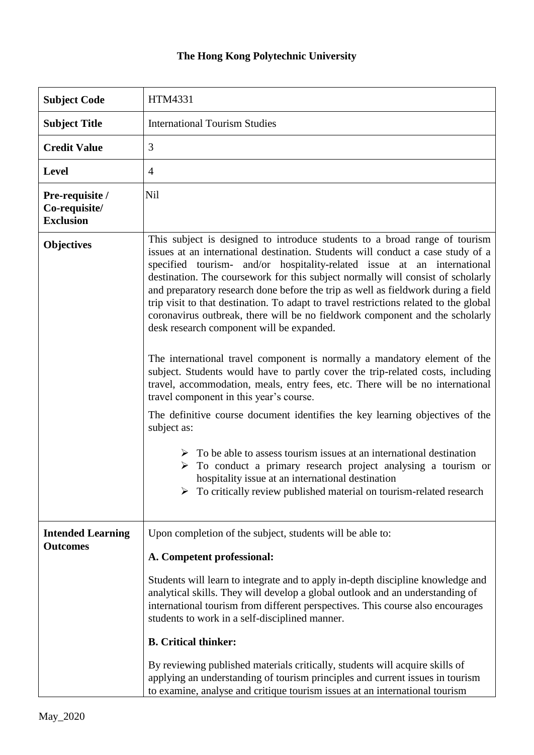**The Hong Kong Polytechnic University**

| **Subject Code** | HTM4331 |
|---|---|
| **Subject Title** | International Tourism Studies |
| **Credit Value** | 3 |
| **Level** | 4 |
| **Pre-requisite / Co-requisite/ Exclusion** | Nil |
| **Objectives** | This subject is designed to introduce students to a broad range of tourism issues at an international destination. Students will conduct a case study of a specified tourism- and/or hospitality-related issue at an international destination. The coursework for this subject normally will consist of scholarly and preparatory research done before the trip as well as fieldwork during a field trip visit to that destination. To adapt to travel restrictions related to the global coronavirus outbreak, there will be no fieldwork component and the scholarly desk research component will be expanded.<br><br>The international travel component is normally a mandatory element of the subject. Students would have to partly cover the trip-related costs, including travel, accommodation, meals, entry fees, etc. There will be no international travel component in this year's course.<br><br>The definitive course document identifies the key learning objectives of the subject as:<br><br>➢ To be able to assess tourism issues at an international destination<br>➢ To conduct a primary research project analysing a tourism or hospitality issue at an international destination<br>➢ To critically review published material on tourism-related research |
| **Intended Learning Outcomes** | Upon completion of the subject, students will be able to:<br><br>**A. Competent professional:**<br><br>Students will learn to integrate and to apply in-depth discipline knowledge and analytical skills. They will develop a global outlook and an understanding of international tourism from different perspectives. This course also encourages students to work in a self-disciplined manner.<br><br>**B. Critical thinker:**<br><br>By reviewing published materials critically, students will acquire skills of applying an understanding of tourism principles and current issues in tourism to examine, analyse and critique tourism issues at an international tourism |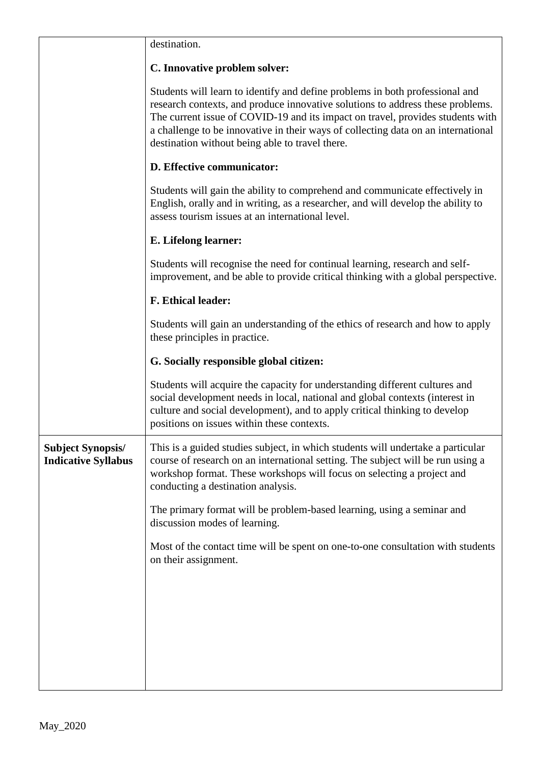| | |
|---|---|
| | destination.<br><br>**C. Innovative problem solver:**<br><br>Students will learn to identify and define problems in both professional and research contexts, and produce innovative solutions to address these problems. The current issue of COVID-19 and its impact on travel, provides students with a challenge to be innovative in their ways of collecting data on an international destination without being able to travel there.<br><br>**D. Effective communicator:**<br><br>Students will gain the ability to comprehend and communicate effectively in English, orally and in writing, as a researcher, and will develop the ability to assess tourism issues at an international level.<br><br>**E. Lifelong learner:**<br><br>Students will recognise the need for continual learning, research and self-improvement, and be able to provide critical thinking with a global perspective.<br><br>**F. Ethical leader:**<br><br>Students will gain an understanding of the ethics of research and how to apply these principles in practice.<br><br>**G. Socially responsible global citizen:**<br><br>Students will acquire the capacity for understanding different cultures and social development needs in local, national and global contexts (interest in culture and social development), and to apply critical thinking to develop positions on issues within these contexts. |
| **Subject Synopsis/ Indicative Syllabus** | This is a guided studies subject, in which students will undertake a particular course of research on an international setting. The subject will be run using a workshop format. These workshops will focus on selecting a project and conducting a destination analysis.<br><br>The primary format will be problem-based learning, using a seminar and discussion modes of learning.<br><br>Most of the contact time will be spent on one-to-one consultation with students on their assignment. |

May_2020